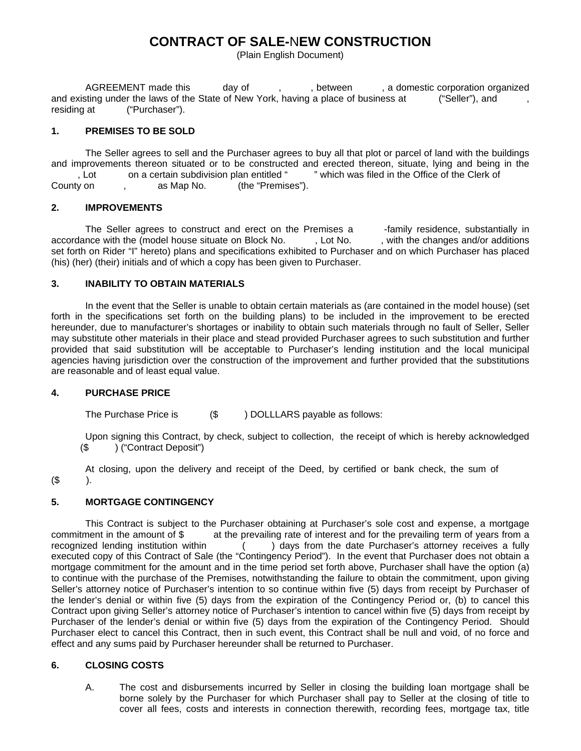# CONTRACT OF SALE-NEW CONSTRUCTION

(Plain English Document)

AGREEMENT made this day of , , between , a domestic corporation organized and existing under the laws of the State of New York, having a place of business at ("Seller"), and , residing at ("Purchaser").

## 1. PREMISES TO BE SOLD

The Seller agrees to sell and the Purchaser agrees to buy all that plot or parcel of land with the buildings and improvements thereon situated or to be constructed and erected thereon, situate, lying and being in the , Lot on a certain subdivision plan entitled " " which was filed in the Office of the Clerk of County on , as Map No. (the "Premises").

## 2. IMPROVEMENTS

The Seller agrees to construct and erect on the Premises a -family residence, substantially in accordance with the (model house situate on Block No. , Lot No. , with the changes and/or additions set forth on Rider "I" hereto) plans and specifications exhibited to Purchaser and on which Purchaser has placed (his) (her) (their) initials and of which a copy has been given to Purchaser.

## 3. INABILITY TO OBTAIN MATERIALS

In the event that the Seller is unable to obtain certain materials as (are contained in the model house) (set forth in the specifications set forth on the building plans) to be included in the improvement to be erected hereunder, due to manufacturer's shortages or inability to obtain such materials through no fault of Seller, Seller may substitute other materials in their place and stead provided Purchaser agrees to such substitution and further provided that said substitution will be acceptable to Purchaser's lending institution and the local municipal agencies having jurisdiction over the construction of the improvement and further provided that the substitutions are reasonable and of least equal value.

## 4. PURCHASE PRICE

The Purchase Price is ($ ) DOLLLARS payable as follows:

Upon signing this Contract, by check, subject to collection, the receipt of which is hereby acknowledged ($ ) ("Contract Deposit")

At closing, upon the delivery and receipt of the Deed, by certified or bank check, the sum of ($ ).

## 5. MORTGAGE CONTINGENCY

This Contract is subject to the Purchaser obtaining at Purchaser's sole cost and expense, a mortgage commitment in the amount of $ at the prevailing rate of interest and for the prevailing term of years from a recognized lending institution within ( ) days from the date Purchaser's attorney receives a fully executed copy of this Contract of Sale (the "Contingency Period"). In the event that Purchaser does not obtain a mortgage commitment for the amount and in the time period set forth above, Purchaser shall have the option (a) to continue with the purchase of the Premises, notwithstanding the failure to obtain the commitment, upon giving Seller's attorney notice of Purchaser's intention to so continue within five (5) days from receipt by Purchaser of the lender's denial or within five (5) days from the expiration of the Contingency Period or, (b) to cancel this Contract upon giving Seller's attorney notice of Purchaser's intention to cancel within five (5) days from receipt by Purchaser of the lender's denial or within five (5) days from the expiration of the Contingency Period. Should Purchaser elect to cancel this Contract, then in such event, this Contract shall be null and void, of no force and effect and any sums paid by Purchaser hereunder shall be returned to Purchaser.

## 6. CLOSING COSTS

A. The cost and disbursements incurred by Seller in closing the building loan mortgage shall be borne solely by the Purchaser for which Purchaser shall pay to Seller at the closing of title to cover all fees, costs and interests in connection therewith, recording fees, mortgage tax, title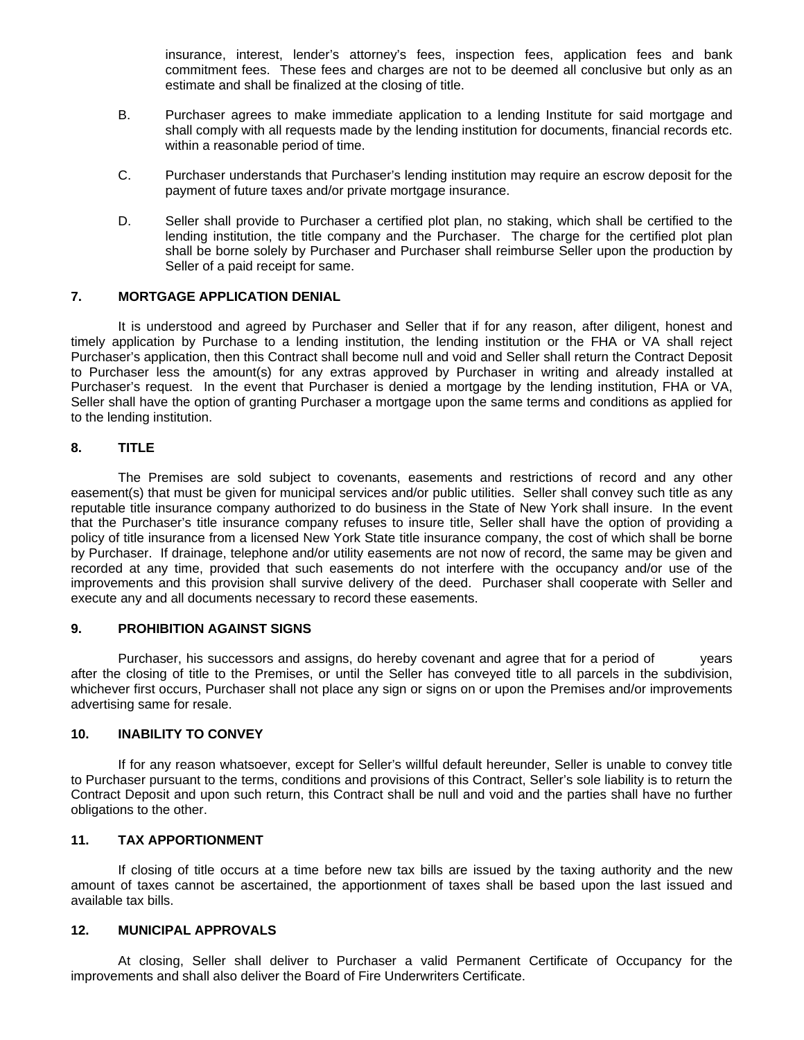insurance, interest, lender's attorney's fees, inspection fees, application fees and bank commitment fees. These fees and charges are not to be deemed all conclusive but only as an estimate and shall be finalized at the closing of title.

B. Purchaser agrees to make immediate application to a lending Institute for said mortgage and shall comply with all requests made by the lending institution for documents, financial records etc. within a reasonable period of time.

C. Purchaser understands that Purchaser's lending institution may require an escrow deposit for the payment of future taxes and/or private mortgage insurance.

D. Seller shall provide to Purchaser a certified plot plan, no staking, which shall be certified to the lending institution, the title company and the Purchaser. The charge for the certified plot plan shall be borne solely by Purchaser and Purchaser shall reimburse Seller upon the production by Seller of a paid receipt for same.

**7. MORTGAGE APPLICATION DENIAL**

It is understood and agreed by Purchaser and Seller that if for any reason, after diligent, honest and timely application by Purchase to a lending institution, the lending institution or the FHA or VA shall reject Purchaser's application, then this Contract shall become null and void and Seller shall return the Contract Deposit to Purchaser less the amount(s) for any extras approved by Purchaser in writing and already installed at Purchaser's request. In the event that Purchaser is denied a mortgage by the lending institution, FHA or VA, Seller shall have the option of granting Purchaser a mortgage upon the same terms and conditions as applied for to the lending institution.

**8. TITLE**

The Premises are sold subject to covenants, easements and restrictions of record and any other easement(s) that must be given for municipal services and/or public utilities. Seller shall convey such title as any reputable title insurance company authorized to do business in the State of New York shall insure. In the event that the Purchaser's title insurance company refuses to insure title, Seller shall have the option of providing a policy of title insurance from a licensed New York State title insurance company, the cost of which shall be borne by Purchaser. If drainage, telephone and/or utility easements are not now of record, the same may be given and recorded at any time, provided that such easements do not interfere with the occupancy and/or use of the improvements and this provision shall survive delivery of the deed. Purchaser shall cooperate with Seller and execute any and all documents necessary to record these easements.

**9. PROHIBITION AGAINST SIGNS**

Purchaser, his successors and assigns, do hereby covenant and agree that for a period of            years after the closing of title to the Premises, or until the Seller has conveyed title to all parcels in the subdivision, whichever first occurs, Purchaser shall not place any sign or signs on or upon the Premises and/or improvements advertising same for resale.

**10. INABILITY TO CONVEY**

If for any reason whatsoever, except for Seller's willful default hereunder, Seller is unable to convey title to Purchaser pursuant to the terms, conditions and provisions of this Contract, Seller's sole liability is to return the Contract Deposit and upon such return, this Contract shall be null and void and the parties shall have no further obligations to the other.

**11. TAX APPORTIONMENT**

If closing of title occurs at a time before new tax bills are issued by the taxing authority and the new amount of taxes cannot be ascertained, the apportionment of taxes shall be based upon the last issued and available tax bills.

**12. MUNICIPAL APPROVALS**

At closing, Seller shall deliver to Purchaser a valid Permanent Certificate of Occupancy for the improvements and shall also deliver the Board of Fire Underwriters Certificate.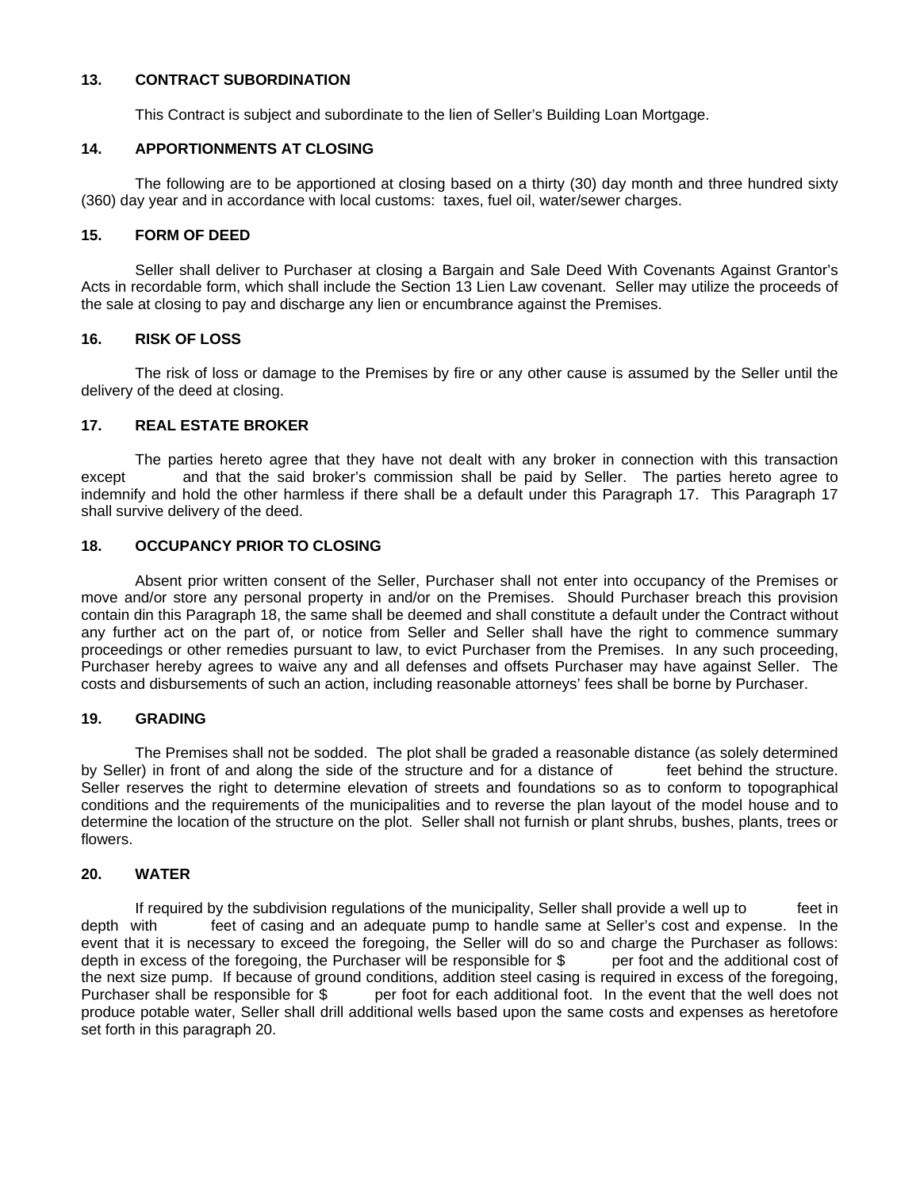**13. CONTRACT SUBORDINATION**

This Contract is subject and subordinate to the lien of Seller's Building Loan Mortgage.

**14. APPORTIONMENTS AT CLOSING**

The following are to be apportioned at closing based on a thirty (30) day month and three hundred sixty (360) day year and in accordance with local customs: taxes, fuel oil, water/sewer charges.

**15. FORM OF DEED**

Seller shall deliver to Purchaser at closing a Bargain and Sale Deed With Covenants Against Grantor's Acts in recordable form, which shall include the Section 13 Lien Law covenant. Seller may utilize the proceeds of the sale at closing to pay and discharge any lien or encumbrance against the Premises.

**16. RISK OF LOSS**

The risk of loss or damage to the Premises by fire or any other cause is assumed by the Seller until the delivery of the deed at closing.

**17. REAL ESTATE BROKER**

The parties hereto agree that they have not dealt with any broker in connection with this transaction except            and that the said broker's commission shall be paid by Seller. The parties hereto agree to indemnify and hold the other harmless if there shall be a default under this Paragraph 17. This Paragraph 17 shall survive delivery of the deed.

**18. OCCUPANCY PRIOR TO CLOSING**

Absent prior written consent of the Seller, Purchaser shall not enter into occupancy of the Premises or move and/or store any personal property in and/or on the Premises. Should Purchaser breach this provision contain din this Paragraph 18, the same shall be deemed and shall constitute a default under the Contract without any further act on the part of, or notice from Seller and Seller shall have the right to commence summary proceedings or other remedies pursuant to law, to evict Purchaser from the Premises. In any such proceeding, Purchaser hereby agrees to waive any and all defenses and offsets Purchaser may have against Seller. The costs and disbursements of such an action, including reasonable attorneys' fees shall be borne by Purchaser.

**19. GRADING**

The Premises shall not be sodded. The plot shall be graded a reasonable distance (as solely determined by Seller) in front of and along the side of the structure and for a distance of            feet behind the structure. Seller reserves the right to determine elevation of streets and foundations so as to conform to topographical conditions and the requirements of the municipalities and to reverse the plan layout of the model house and to determine the location of the structure on the plot. Seller shall not furnish or plant shrubs, bushes, plants, trees or flowers.

**20. WATER**

If required by the subdivision regulations of the municipality, Seller shall provide a well up to            feet in depth with            feet of casing and an adequate pump to handle same at Seller's cost and expense. In the event that it is necessary to exceed the foregoing, the Seller will do so and charge the Purchaser as follows: depth in excess of the foregoing, the Purchaser will be responsible for $            per foot and the additional cost of the next size pump. If because of ground conditions, addition steel casing is required in excess of the foregoing, Purchaser shall be responsible for $            per foot for each additional foot. In the event that the well does not produce potable water, Seller shall drill additional wells based upon the same costs and expenses as heretofore set forth in this paragraph 20.